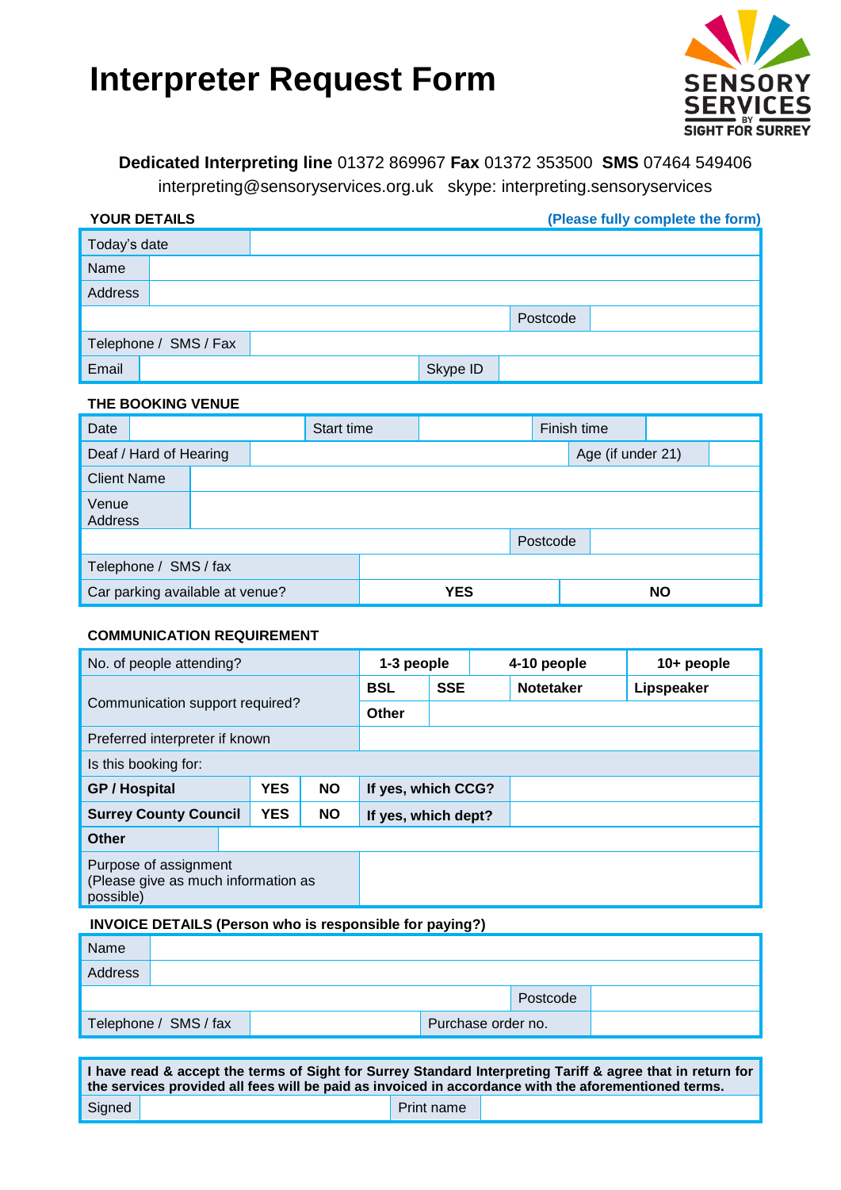# Interpreter Request Form

SENSORY SERVICES BY SIGHT FOR SURREY

**Dedicated Interpreting line** 01372 869967 **Fax** 01372 353500 **SMS** 07464 549406
interpreting@sensoryservices.org.uk skype: interpreting.sensoryservices

**YOUR DETAILS** **(Please fully complete the form)**

| | | | |
|---|---|---|---|
| Today's date | | | |
| Name | | | |
| Address | | | |
| | | Postcode | |
| Telephone / SMS / Fax | | | |
| Email | | Skype ID | |

**THE BOOKING VENUE**

| | | | | | |
|---|---|---|---|---|---|
| Date | | Start time | | Finish time | |
| Deaf / Hard of Hearing | | | | Age (if under 21) | |
| Client Name | | | | | |
| Venue Address | | | | | |
| | | | | Postcode | |
| Telephone / SMS / fax | | | | | |
| Car parking available at venue? | | **YES** | | **NO** | |

**COMMUNICATION REQUIREMENT**

| | | | | |
|---|---|---|---|---|
| No. of people attending? | **1-3 people** | | **4-10 people** | **10+ people** |
| Communication support required? | **BSL** | **SSE** | **Notetaker** | **Lipspeaker** |
| | **Other** | | | |
| Preferred interpreter if known | | | | |
| Is this booking for: | | | | |
| **GP / Hospital** | **YES** | **NO** | **If yes, which CCG?** | |
| **Surrey County Council** | **YES** | **NO** | **If yes, which dept?** | |
| **Other** | | | | |
| Purpose of assignment (Please give as much information as possible) | | | | |

**INVOICE DETAILS (Person who is responsible for paying?)**

| | | | |
|---|---|---|---|
| Name | | | |
| Address | | | |
| | | Postcode | |
| Telephone / SMS / fax | | Purchase order no. | |

**I have read & accept the terms of Sight for Surrey Standard Interpreting Tariff & agree that in return for the services provided all fees will be paid as invoiced in accordance with the aforementioned terms.**

| | | | |
|---|---|---|---|
| Signed | | Print name | |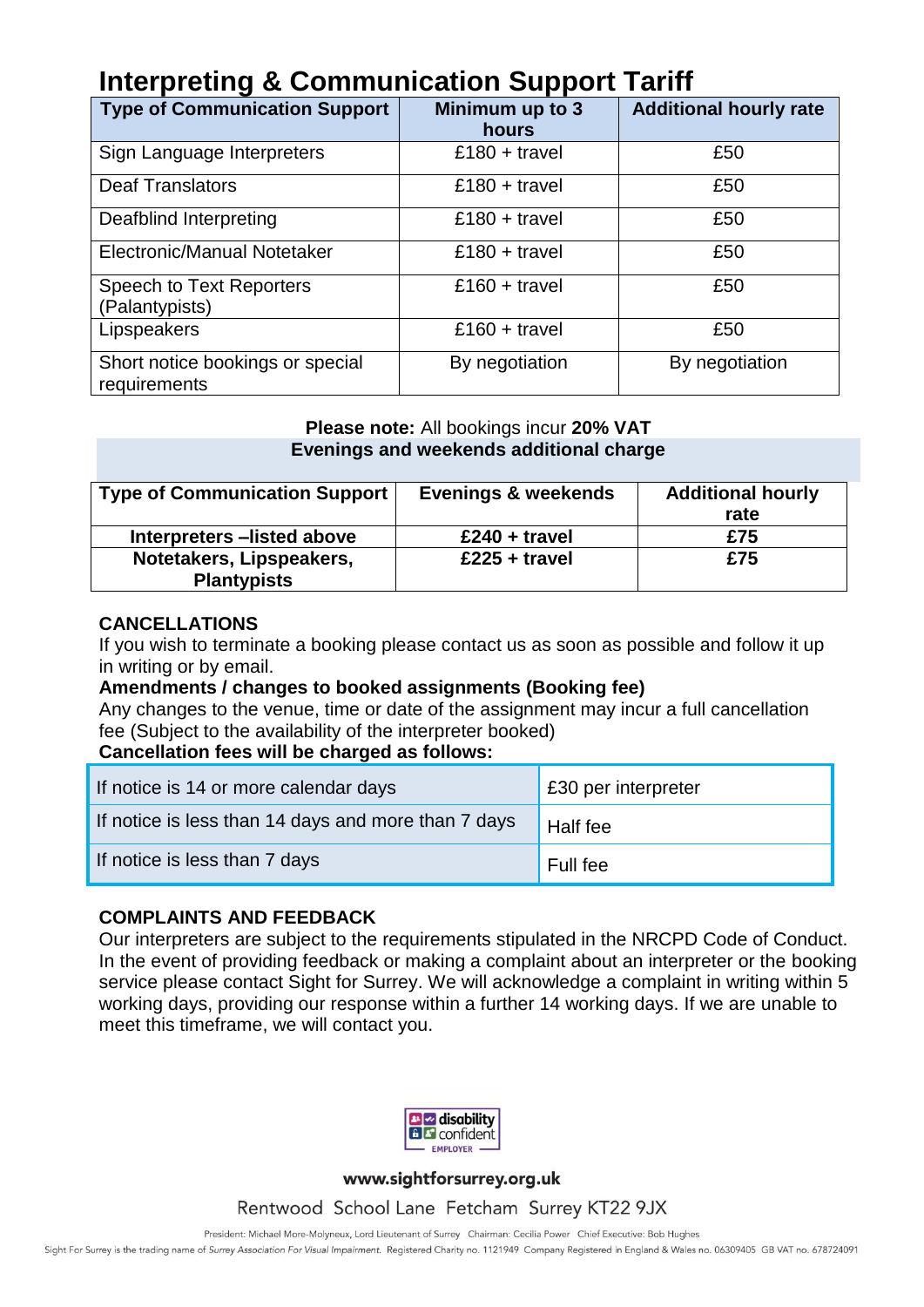# Interpreting & Communication Support Tariff

| Type of Communication Support | Minimum up to 3 hours | Additional hourly rate |
|---|---|---|
| Sign Language Interpreters | £180 + travel | £50 |
| Deaf Translators | £180 + travel | £50 |
| Deafblind Interpreting | £180 + travel | £50 |
| Electronic/Manual Notetaker | £180 + travel | £50 |
| Speech to Text Reporters (Palantypists) | £160 + travel | £50 |
| Lipspeakers | £160 + travel | £50 |
| Short notice bookings or special requirements | By negotiation | By negotiation |

**Please note:** All bookings incur **20% VAT**
**Evenings and weekends additional charge**

| Type of Communication Support | Evenings & weekends | Additional hourly rate |
|---|---|---|
| **Interpreters –listed above** | **£240 + travel** | **£75** |
| **Notetakers, Lipspeakers, Plantypists** | **£225 + travel** | **£75** |

**CANCELLATIONS**

If you wish to terminate a booking please contact us as soon as possible and follow it up in writing or by email.

**Amendments / changes to booked assignments (Booking fee)**

Any changes to the venue, time or date of the assignment may incur a full cancellation fee (Subject to the availability of the interpreter booked)

**Cancellation fees will be charged as follows:**

| | |
|---|---|
| If notice is 14 or more calendar days | £30 per interpreter |
| If notice is less than 14 days and more than 7 days | Half fee |
| If notice is less than 7 days | Full fee |

**COMPLAINTS AND FEEDBACK**

Our interpreters are subject to the requirements stipulated in the NRCPD Code of Conduct. In the event of providing feedback or making a complaint about an interpreter or the booking service please contact Sight for Surrey. We will acknowledge a complaint in writing within 5 working days, providing our response within a further 14 working days. If we are unable to meet this timeframe, we will contact you.

disability confident EMPLOYER

**www.sightforsurrey.org.uk**

Rentwood School Lane Fetcham Surrey KT22 9JX

President: Michael More-Molyneux, Lord Lieutenant of Surrey Chairman: Cecilia Power Chief Executive: Bob Hughes

Sight For Surrey is the trading name of *Surrey Association For Visual Impairment.* Registered Charity no. 1121949 Company Registered in England & Wales no. 06309405 GB VAT no. 678724091